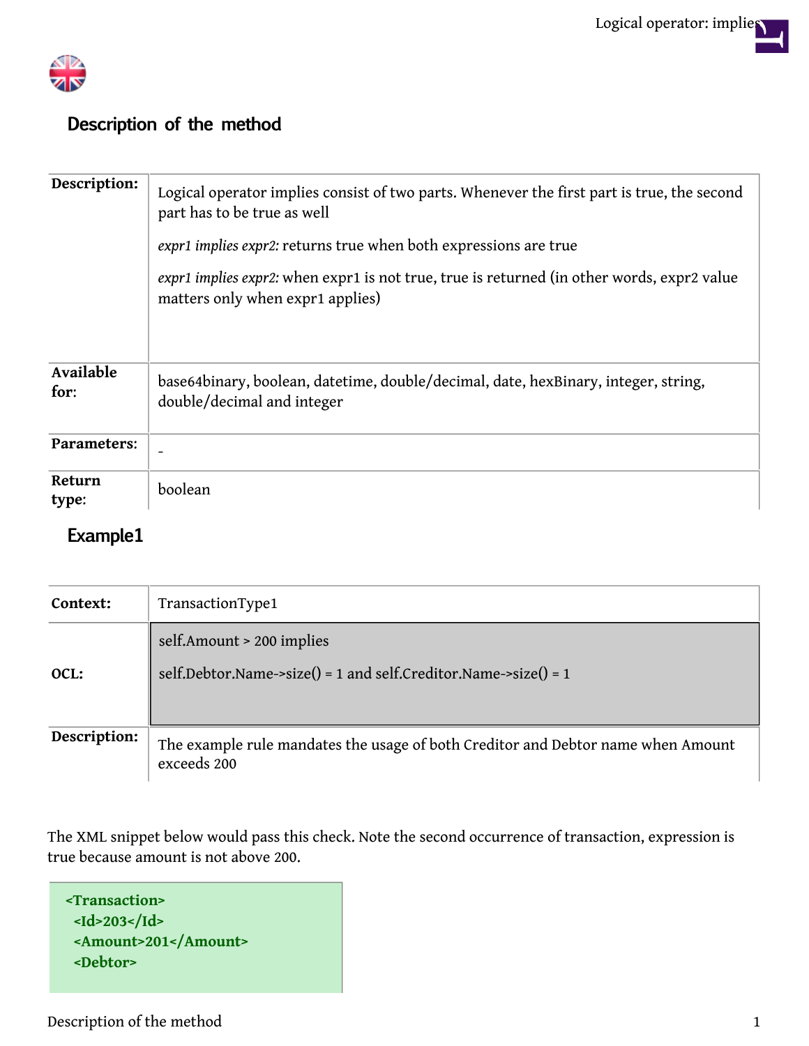## Description of the method

| | |
|---|---|
| **Description:** | Logical operator implies consist of two parts. Whenever the first part is true, the second part has to be true as well<br><br>*expr1 implies expr2:* returns true when both expressions are true<br><br>*expr1 implies expr2:* when expr1 is not true, true is returned (in other words, expr2 value matters only when expr1 applies) |
| **Available for:** | base64binary, boolean, datetime, double/decimal, date, hexBinary, integer, string, double/decimal and integer |
| **Parameters:** | - |
| **Return type:** | boolean |

## Example1

| | |
|---|---|
| **Context:** | TransactionType1 |
| **OCL:** | self.Amount > 200 implies<br><br>self.Debtor.Name->size() = 1 and self.Creditor.Name->size() = 1 |
| **Description:** | The example rule mandates the usage of both Creditor and Debtor name when Amount exceeds 200 |

The XML snippet below would pass this check. Note the second occurrence of transaction, expression is true because amount is not above 200.

```
<Transaction>
  <Id>203</Id>
  <Amount>201</Amount>
  <Debtor>
```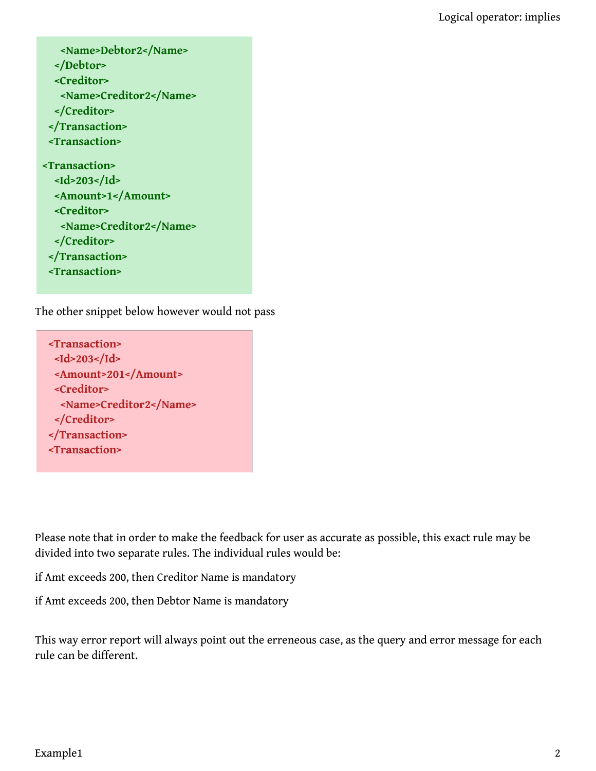```
    <Name>Debtor2</Name>
  </Debtor>
  <Creditor>
    <Name>Creditor2</Name>
  </Creditor>
</Transaction>
<Transaction>

<Transaction>
  <Id>203</Id>
  <Amount>1</Amount>
  <Creditor>
    <Name>Creditor2</Name>
  </Creditor>
</Transaction>
<Transaction>
```

The other snippet below however would not pass

```
<Transaction>
  <Id>203</Id>
  <Amount>201</Amount>
  <Creditor>
    <Name>Creditor2</Name>
  </Creditor>
</Transaction>
<Transaction>
```

Please note that in order to make the feedback for user as accurate as possible, this exact rule may be divided into two separate rules. The individual rules would be:

if Amt exceeds 200, then Creditor Name is mandatory

if Amt exceeds 200, then Debtor Name is mandatory

This way error report will always point out the erreneous case, as the query and error message for each rule can be different.